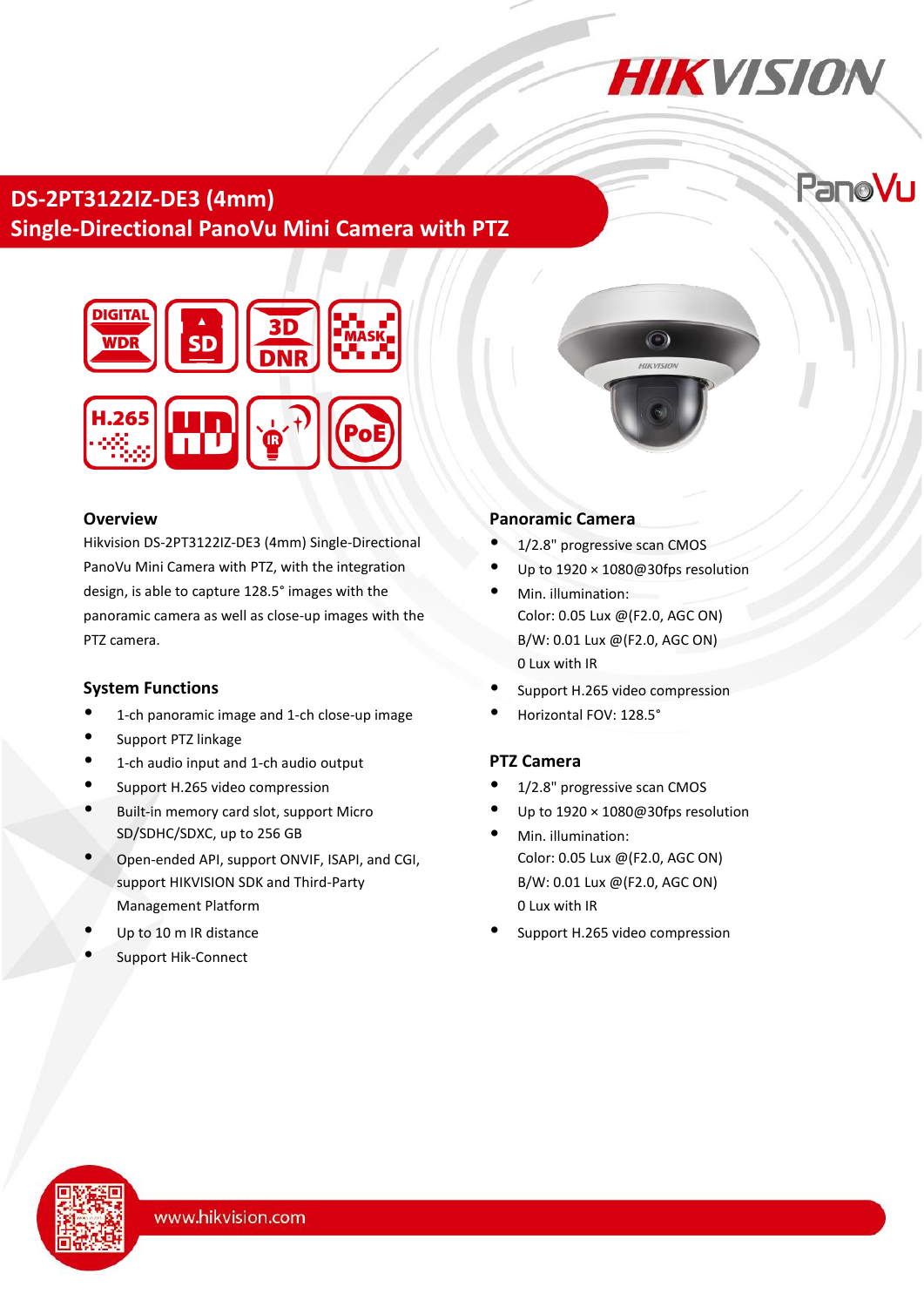# DS-2PT3122IZ-DE3 (4mm)
# Single-Directional PanoVu Mini Camera with PTZ

## Overview

Hikvision DS-2PT3122IZ-DE3 (4mm) Single-Directional PanoVu Mini Camera with PTZ, with the integration design, is able to capture 128.5° images with the panoramic camera as well as close-up images with the PTZ camera.

## System Functions

- 1-ch panoramic image and 1-ch close-up image
- Support PTZ linkage
- 1-ch audio input and 1-ch audio output
- Support H.265 video compression
- Built-in memory card slot, support Micro SD/SDHC/SDXC, up to 256 GB
- Open-ended API, support ONVIF, ISAPI, and CGI, support HIKVISION SDK and Third-Party Management Platform
- Up to 10 m IR distance
- Support Hik-Connect

## Panoramic Camera

- 1/2.8" progressive scan CMOS
- Up to 1920 × 1080@30fps resolution
- Min. illumination:
  Color: 0.05 Lux @(F2.0, AGC ON)
  B/W: 0.01 Lux @(F2.0, AGC ON)
  0 Lux with IR
- Support H.265 video compression
- Horizontal FOV: 128.5°

## PTZ Camera

- 1/2.8" progressive scan CMOS
- Up to 1920 × 1080@30fps resolution
- Min. illumination:
  Color: 0.05 Lux @(F2.0, AGC ON)
  B/W: 0.01 Lux @(F2.0, AGC ON)
  0 Lux with IR
- Support H.265 video compression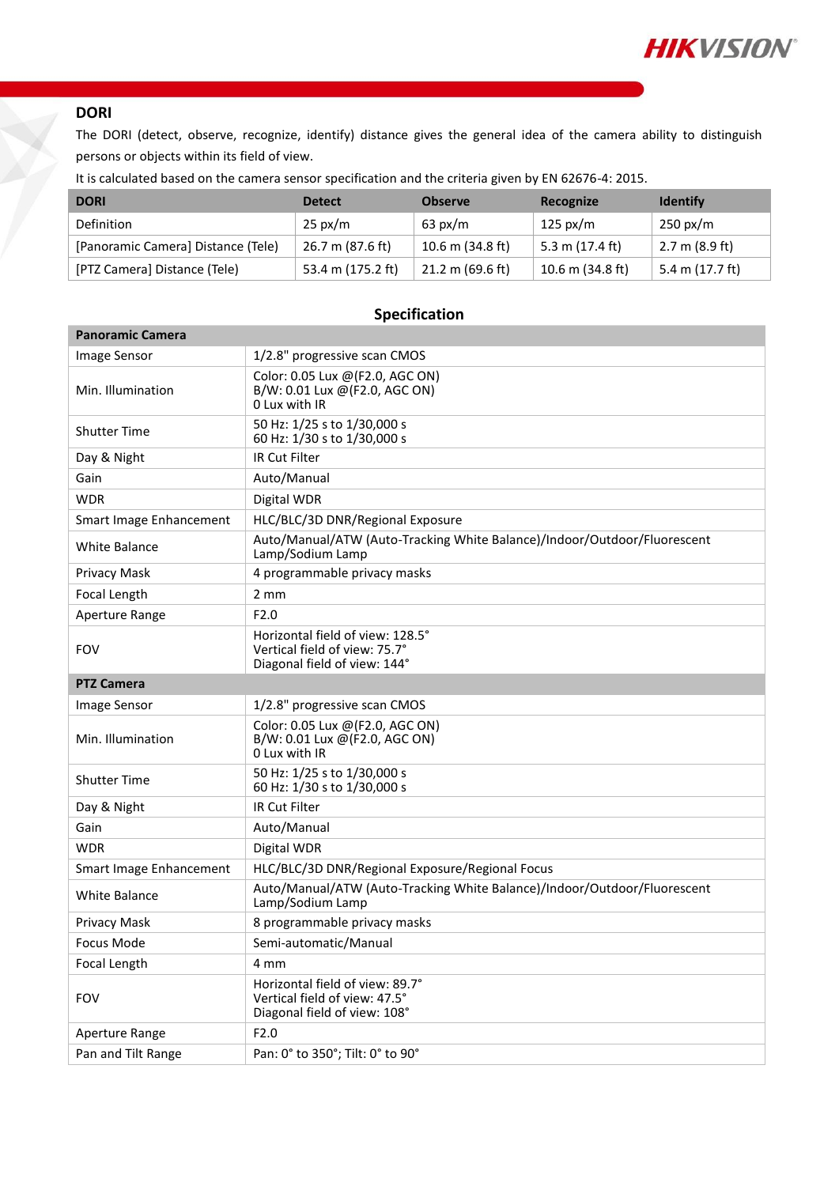## DORI

The DORI (detect, observe, recognize, identify) distance gives the general idea of the camera ability to distinguish persons or objects within its field of view.

It is calculated based on the camera sensor specification and the criteria given by EN 62676-4: 2015.

| DORI | Detect | Observe | Recognize | Identify |
|---|---|---|---|---|
| Definition | 25 px/m | 63 px/m | 125 px/m | 250 px/m |
| [Panoramic Camera] Distance (Tele) | 26.7 m (87.6 ft) | 10.6 m (34.8 ft) | 5.3 m (17.4 ft) | 2.7 m (8.9 ft) |
| [PTZ Camera] Distance (Tele) | 53.4 m (175.2 ft) | 21.2 m (69.6 ft) | 10.6 m (34.8 ft) | 5.4 m (17.7 ft) |

## Specification

| **Panoramic Camera** | |
|---|---|
| Image Sensor | 1/2.8" progressive scan CMOS |
| Min. Illumination | Color: 0.05 Lux @(F2.0, AGC ON)<br>B/W: 0.01 Lux @(F2.0, AGC ON)<br>0 Lux with IR |
| Shutter Time | 50 Hz: 1/25 s to 1/30,000 s<br>60 Hz: 1/30 s to 1/30,000 s |
| Day & Night | IR Cut Filter |
| Gain | Auto/Manual |
| WDR | Digital WDR |
| Smart Image Enhancement | HLC/BLC/3D DNR/Regional Exposure |
| White Balance | Auto/Manual/ATW (Auto-Tracking White Balance)/Indoor/Outdoor/Fluorescent Lamp/Sodium Lamp |
| Privacy Mask | 4 programmable privacy masks |
| Focal Length | 2 mm |
| Aperture Range | F2.0 |
| FOV | Horizontal field of view: 128.5°<br>Vertical field of view: 75.7°<br>Diagonal field of view: 144° |
| **PTZ Camera** | |
| Image Sensor | 1/2.8" progressive scan CMOS |
| Min. Illumination | Color: 0.05 Lux @(F2.0, AGC ON)<br>B/W: 0.01 Lux @(F2.0, AGC ON)<br>0 Lux with IR |
| Shutter Time | 50 Hz: 1/25 s to 1/30,000 s<br>60 Hz: 1/30 s to 1/30,000 s |
| Day & Night | IR Cut Filter |
| Gain | Auto/Manual |
| WDR | Digital WDR |
| Smart Image Enhancement | HLC/BLC/3D DNR/Regional Exposure/Regional Focus |
| White Balance | Auto/Manual/ATW (Auto-Tracking White Balance)/Indoor/Outdoor/Fluorescent Lamp/Sodium Lamp |
| Privacy Mask | 8 programmable privacy masks |
| Focus Mode | Semi-automatic/Manual |
| Focal Length | 4 mm |
| FOV | Horizontal field of view: 89.7°<br>Vertical field of view: 47.5°<br>Diagonal field of view: 108° |
| Aperture Range | F2.0 |
| Pan and Tilt Range | Pan: 0° to 350°; Tilt: 0° to 90° |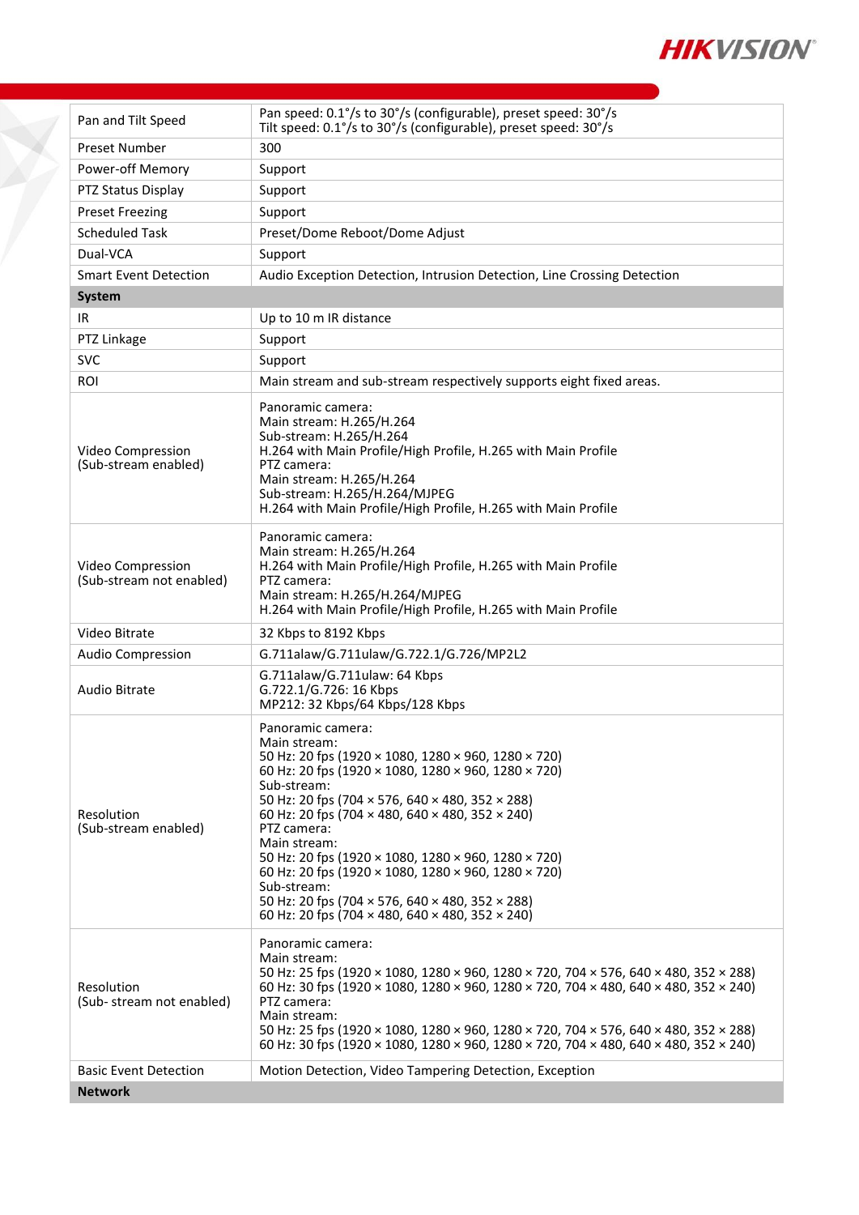| | |
|---|---|
| Pan and Tilt Speed | Pan speed: 0.1°/s to 30°/s (configurable), preset speed: 30°/s<br>Tilt speed: 0.1°/s to 30°/s (configurable), preset speed: 30°/s |
| Preset Number | 300 |
| Power-off Memory | Support |
| PTZ Status Display | Support |
| Preset Freezing | Support |
| Scheduled Task | Preset/Dome Reboot/Dome Adjust |
| Dual-VCA | Support |
| Smart Event Detection | Audio Exception Detection, Intrusion Detection, Line Crossing Detection |
| **System** | |
| IR | Up to 10 m IR distance |
| PTZ Linkage | Support |
| SVC | Support |
| ROI | Main stream and sub-stream respectively supports eight fixed areas. |
| Video Compression (Sub-stream enabled) | Panoramic camera:<br>Main stream: H.265/H.264<br>Sub-stream: H.265/H.264<br>H.264 with Main Profile/High Profile, H.265 with Main Profile<br>PTZ camera:<br>Main stream: H.265/H.264<br>Sub-stream: H.265/H.264/MJPEG<br>H.264 with Main Profile/High Profile, H.265 with Main Profile |
| Video Compression (Sub-stream not enabled) | Panoramic camera:<br>Main stream: H.265/H.264<br>H.264 with Main Profile/High Profile, H.265 with Main Profile<br>PTZ camera:<br>Main stream: H.265/H.264/MJPEG<br>H.264 with Main Profile/High Profile, H.265 with Main Profile |
| Video Bitrate | 32 Kbps to 8192 Kbps |
| Audio Compression | G.711alaw/G.711ulaw/G.722.1/G.726/MP2L2 |
| Audio Bitrate | G.711alaw/G.711ulaw: 64 Kbps<br>G.722.1/G.726: 16 Kbps<br>MP212: 32 Kbps/64 Kbps/128 Kbps |
| Resolution (Sub-stream enabled) | Panoramic camera:<br>Main stream:<br>50 Hz: 20 fps (1920 × 1080, 1280 × 960, 1280 × 720)<br>60 Hz: 20 fps (1920 × 1080, 1280 × 960, 1280 × 720)<br>Sub-stream:<br>50 Hz: 20 fps (704 × 576, 640 × 480, 352 × 288)<br>60 Hz: 20 fps (704 × 480, 640 × 480, 352 × 240)<br>PTZ camera:<br>Main stream:<br>50 Hz: 20 fps (1920 × 1080, 1280 × 960, 1280 × 720)<br>60 Hz: 20 fps (1920 × 1080, 1280 × 960, 1280 × 720)<br>Sub-stream:<br>50 Hz: 20 fps (704 × 576, 640 × 480, 352 × 288)<br>60 Hz: 20 fps (704 × 480, 640 × 480, 352 × 240) |
| Resolution (Sub- stream not enabled) | Panoramic camera:<br>Main stream:<br>50 Hz: 25 fps (1920 × 1080, 1280 × 960, 1280 × 720, 704 × 576, 640 × 480, 352 × 288)<br>60 Hz: 30 fps (1920 × 1080, 1280 × 960, 1280 × 720, 704 × 480, 640 × 480, 352 × 240)<br>PTZ camera:<br>Main stream:<br>50 Hz: 25 fps (1920 × 1080, 1280 × 960, 1280 × 720, 704 × 576, 640 × 480, 352 × 288)<br>60 Hz: 30 fps (1920 × 1080, 1280 × 960, 1280 × 720, 704 × 480, 640 × 480, 352 × 240) |
| Basic Event Detection | Motion Detection, Video Tampering Detection, Exception |
| **Network** | |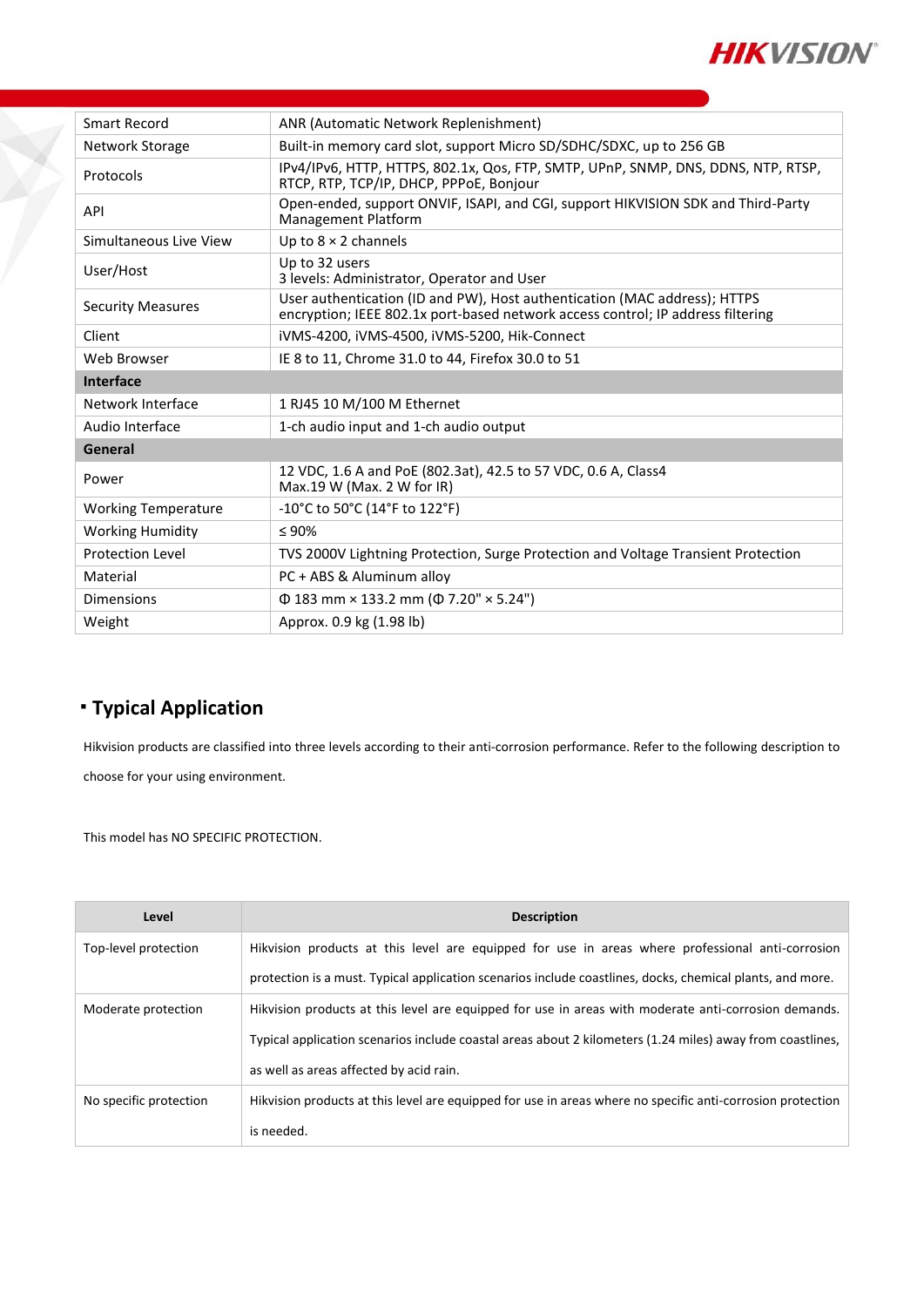| | |
|---|---|
| Smart Record | ANR (Automatic Network Replenishment) |
| Network Storage | Built-in memory card slot, support Micro SD/SDHC/SDXC, up to 256 GB |
| Protocols | IPv4/IPv6, HTTP, HTTPS, 802.1x, Qos, FTP, SMTP, UPnP, SNMP, DNS, DDNS, NTP, RTSP, RTCP, RTP, TCP/IP, DHCP, PPPoE, Bonjour |
| API | Open-ended, support ONVIF, ISAPI, and CGI, support HIKVISION SDK and Third-Party Management Platform |
| Simultaneous Live View | Up to 8 × 2 channels |
| User/Host | Up to 32 users<br>3 levels: Administrator, Operator and User |
| Security Measures | User authentication (ID and PW), Host authentication (MAC address); HTTPS encryption; IEEE 802.1x port-based network access control; IP address filtering |
| Client | iVMS-4200, iVMS-4500, iVMS-5200, Hik-Connect |
| Web Browser | IE 8 to 11, Chrome 31.0 to 44, Firefox 30.0 to 51 |
| **Interface** | |
| Network Interface | 1 RJ45 10 M/100 M Ethernet |
| Audio Interface | 1-ch audio input and 1-ch audio output |
| **General** | |
| Power | 12 VDC, 1.6 A and PoE (802.3at), 42.5 to 57 VDC, 0.6 A, Class4<br>Max.19 W (Max. 2 W for IR) |
| Working Temperature | -10°C to 50°C (14°F to 122°F) |
| Working Humidity | ≤ 90% |
| Protection Level | TVS 2000V Lightning Protection, Surge Protection and Voltage Transient Protection |
| Material | PC + ABS & Aluminum alloy |
| Dimensions | Φ 183 mm × 133.2 mm (Φ 7.20" × 5.24") |
| Weight | Approx. 0.9 kg (1.98 lb) |

## ▪ Typical Application

Hikvision products are classified into three levels according to their anti-corrosion performance. Refer to the following description to choose for your using environment.

This model has NO SPECIFIC PROTECTION.

| Level | Description |
|---|---|
| Top-level protection | Hikvision products at this level are equipped for use in areas where professional anti-corrosion protection is a must. Typical application scenarios include coastlines, docks, chemical plants, and more. |
| Moderate protection | Hikvision products at this level are equipped for use in areas with moderate anti-corrosion demands. Typical application scenarios include coastal areas about 2 kilometers (1.24 miles) away from coastlines, as well as areas affected by acid rain. |
| No specific protection | Hikvision products at this level are equipped for use in areas where no specific anti-corrosion protection is needed. |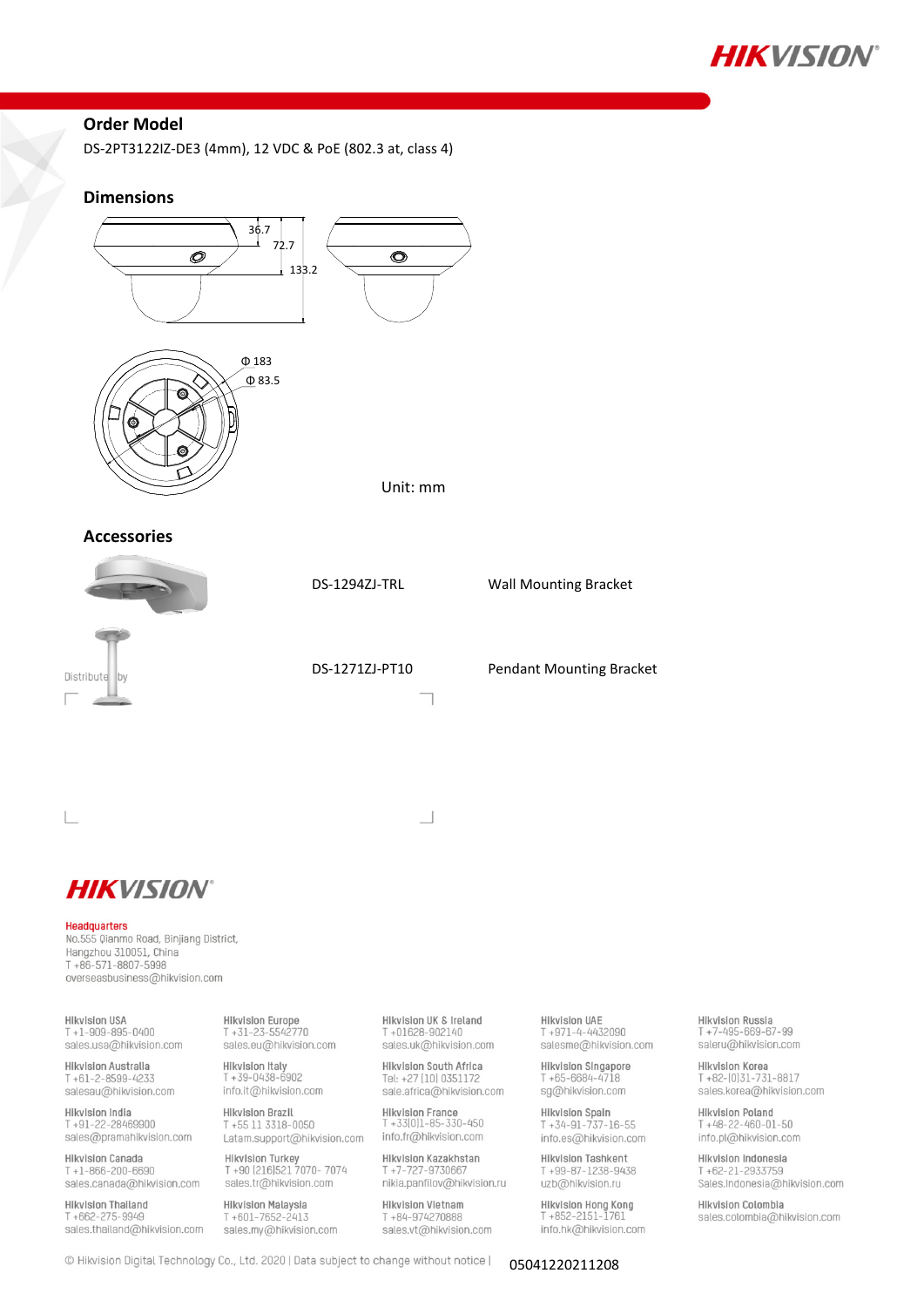## Order Model

DS-2PT3122IZ-DE3 (4mm), 12 VDC & PoE (802.3 at, class 4)

## Dimensions

36.7

72.7

133.2

Φ 183

Φ 83.5

Unit: mm

## Accessories

| | | |
|---|---|---|
| | DS-1294ZJ-TRL | Wall Mounting Bracket |
| | DS-1271ZJ-PT10 | Pendant Mounting Bracket |

Distributed by

**HIKVISION**

Headquarters
No.555 Qianmo Road, Binjiang District,
Hangzhou 310051, China
T +86-571-8807-5998
overseasbusiness@hikvision.com

Hikvision USA
T +1-909-895-0400
sales.usa@hikvision.com

Hikvision Australia
T +61-2-8599-4233
salesau@hikvision.com

Hikvision India
T +91-22-28469900
sales@pramahikvision.com

Hikvision Canada
T +1-866-200-6690
sales.canada@hikvision.com

Hikvision Thailand
T +662-275-9949
sales.thailand@hikvision.com

Hikvision Europe
T +31-23-5542770
sales.eu@hikvision.com

Hikvision Italy
T +39-0438-6902
info.it@hikvision.com

Hikvision Brazil
T +55 11 3318-0050
Latam.support@hikvision.com

Hikvision Turkey
T +90 (216)521 7070- 7074
sales.tr@hikvision.com

Hikvision Malaysia
T +601-7652-2413
sales.my@hikvision.com

Hikvision UK & Ireland
T +01628-902140
sales.uk@hikvision.com

Hikvision South Africa
Tel: +27 (10) 0351172
sale.africa@hikvision.com

Hikvision France
T +33(0)1-85-330-450
info.fr@hikvision.com

Hikvision Kazakhstan
T +7-727-9730667
nikia.panfilov@hikvision.ru

Hikvision Vietnam
T +84-974270888
sales.vt@hikvision.com

Hikvision UAE
T +971-4-4432090
salesme@hikvision.com

Hikvision Singapore
T +65-6684-4718
sg@hikvision.com

Hikvision Spain
T +34-91-737-16-55
info.es@hikvision.com

Hikvision Tashkent
T +99-87-1238-9438
uzb@hikvision.ru

Hikvision Hong Kong
T +852-2151-1761
info.hk@hikvision.com

Hikvision Russia
T +7-495-669-67-99
saleru@hikvision.com

Hikvision Korea
T +82-(0)31-731-8817
sales.korea@hikvision.com

Hikvision Poland
T +48-22-460-01-50
info.pl@hikvision.com

Hikvision Indonesia
T +62-21-2933759
Sales.Indonesia@hikvision.com

Hikvision Colombia
sales.colombia@hikvision.com

© Hikvision Digital Technology Co., Ltd. 2020 | Data subject to change without notice | 05041220211208